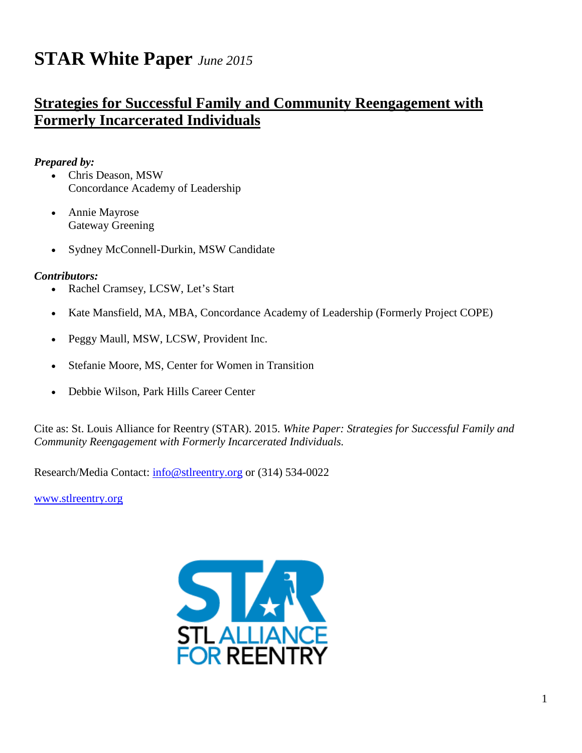# **STAR White Paper** *June 2015*

## Strategies for Successful Family and Community Reengagement with Formerly Incarcerated Individuals

***Prepared by:***

- Chris Deason, MSW
  Concordance Academy of Leadership
- Annie Mayrose
  Gateway Greening
- Sydney McConnell-Durkin, MSW Candidate

***Contributors:***

- Rachel Cramsey, LCSW, Let's Start
- Kate Mansfield, MA, MBA, Concordance Academy of Leadership (Formerly Project COPE)
- Peggy Maull, MSW, LCSW, Provident Inc.
- Stefanie Moore, MS, Center for Women in Transition
- Debbie Wilson, Park Hills Career Center

Cite as: St. Louis Alliance for Reentry (STAR). 2015. *White Paper: Strategies for Successful Family and Community Reengagement with Formerly Incarcerated Individuals.*

Research/Media Contact: info@stlreentry.org or (314) 534-0022

www.stlreentry.org

STAR
STL ALLIANCE FOR REENTRY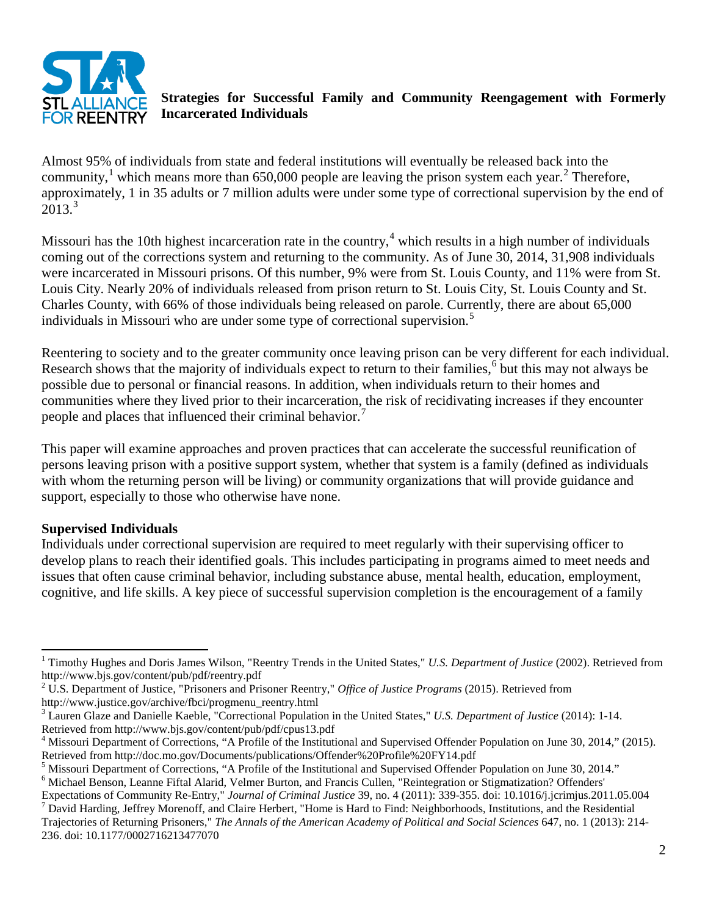**Strategies for Successful Family and Community Reengagement with Formerly Incarcerated Individuals**

Almost 95% of individuals from state and federal institutions will eventually be released back into the community,[1] which means more than 650,000 people are leaving the prison system each year.[2] Therefore, approximately, 1 in 35 adults or 7 million adults were under some type of correctional supervision by the end of 2013.[3]

Missouri has the 10th highest incarceration rate in the country,[4] which results in a high number of individuals coming out of the corrections system and returning to the community. As of June 30, 2014, 31,908 individuals were incarcerated in Missouri prisons. Of this number, 9% were from St. Louis County, and 11% were from St. Louis City. Nearly 20% of individuals released from prison return to St. Louis City, St. Louis County and St. Charles County, with 66% of those individuals being released on parole. Currently, there are about 65,000 individuals in Missouri who are under some type of correctional supervision.[5]

Reentering to society and to the greater community once leaving prison can be very different for each individual. Research shows that the majority of individuals expect to return to their families,[6] but this may not always be possible due to personal or financial reasons. In addition, when individuals return to their homes and communities where they lived prior to their incarceration, the risk of recidivating increases if they encounter people and places that influenced their criminal behavior.[7]

This paper will examine approaches and proven practices that can accelerate the successful reunification of persons leaving prison with a positive support system, whether that system is a family (defined as individuals with whom the returning person will be living) or community organizations that will provide guidance and support, especially to those who otherwise have none.

**Supervised Individuals**

Individuals under correctional supervision are required to meet regularly with their supervising officer to develop plans to reach their identified goals. This includes participating in programs aimed to meet needs and issues that often cause criminal behavior, including substance abuse, mental health, education, employment, cognitive, and life skills. A key piece of successful supervision completion is the encouragement of a family

---

[1] Timothy Hughes and Doris James Wilson, "Reentry Trends in the United States," *U.S. Department of Justice* (2002). Retrieved from http://www.bjs.gov/content/pub/pdf/reentry.pdf

[2] U.S. Department of Justice, "Prisoners and Prisoner Reentry," *Office of Justice Programs* (2015). Retrieved from http://www.justice.gov/archive/fbci/progmenu_reentry.html

[3] Lauren Glaze and Danielle Kaeble, "Correctional Population in the United States," *U.S. Department of Justice* (2014): 1-14. Retrieved from http://www.bjs.gov/content/pub/pdf/cpus13.pdf

[4] Missouri Department of Corrections, "A Profile of the Institutional and Supervised Offender Population on June 30, 2014," (2015). Retrieved from http://doc.mo.gov/Documents/publications/Offender%20Profile%20FY14.pdf

[5] Missouri Department of Corrections, "A Profile of the Institutional and Supervised Offender Population on June 30, 2014."

[6] Michael Benson, Leanne Fiftal Alarid, Velmer Burton, and Francis Cullen, "Reintegration or Stigmatization? Offenders' Expectations of Community Re-Entry," *Journal of Criminal Justice* 39, no. 4 (2011): 339-355. doi: 10.1016/j.jcrimjus.2011.05.004

[7] David Harding, Jeffrey Morenoff, and Claire Herbert, "Home is Hard to Find: Neighborhoods, Institutions, and the Residential Trajectories of Returning Prisoners," *The Annals of the American Academy of Political and Social Sciences* 647, no. 1 (2013): 214-236. doi: 10.1177/0002716213477070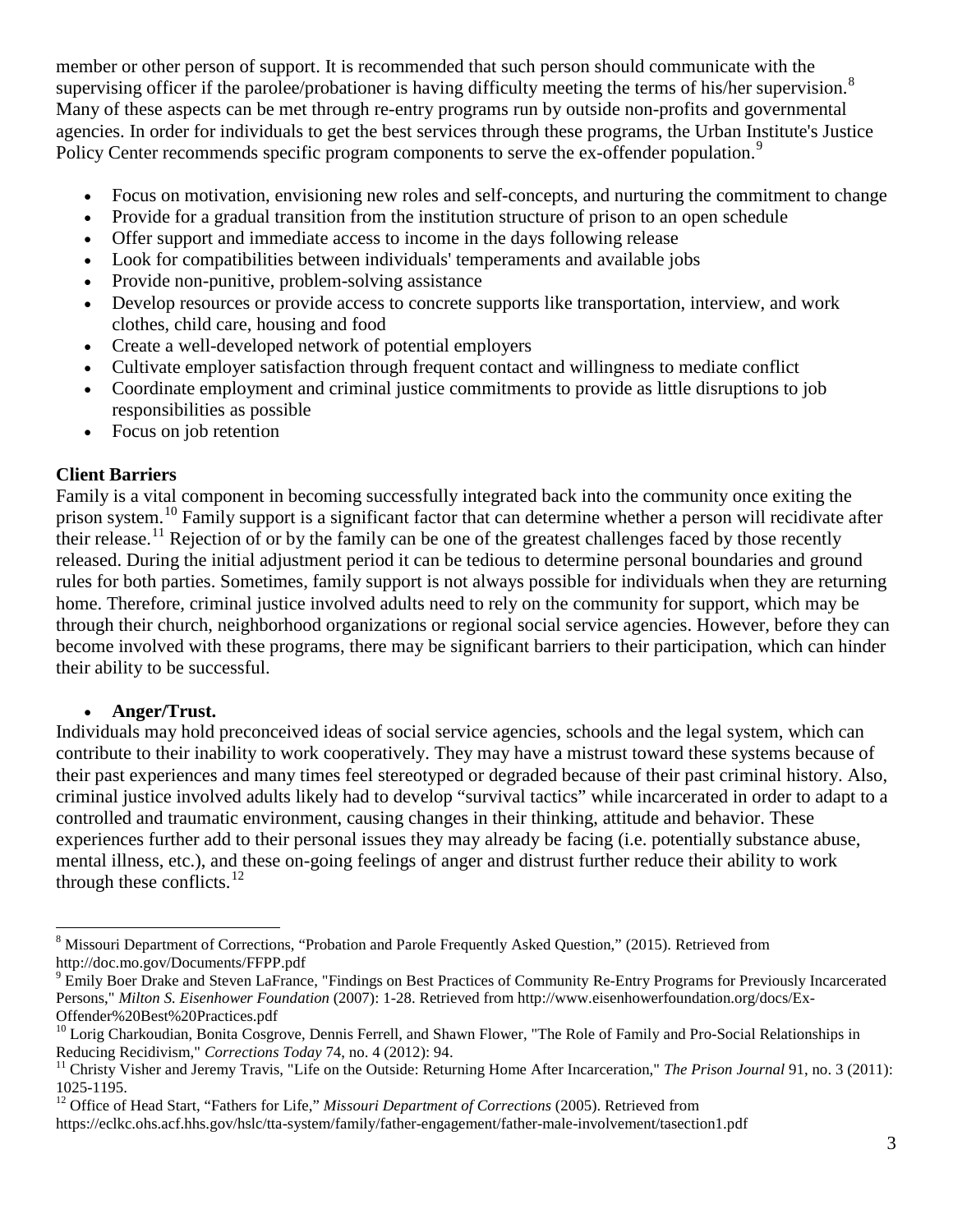member or other person of support. It is recommended that such person should communicate with the supervising officer if the parolee/probationer is having difficulty meeting the terms of his/her supervision.[8] Many of these aspects can be met through re-entry programs run by outside non-profits and governmental agencies. In order for individuals to get the best services through these programs, the Urban Institute's Justice Policy Center recommends specific program components to serve the ex-offender population.[9]

- Focus on motivation, envisioning new roles and self-concepts, and nurturing the commitment to change
- Provide for a gradual transition from the institution structure of prison to an open schedule
- Offer support and immediate access to income in the days following release
- Look for compatibilities between individuals' temperaments and available jobs
- Provide non-punitive, problem-solving assistance
- Develop resources or provide access to concrete supports like transportation, interview, and work clothes, child care, housing and food
- Create a well-developed network of potential employers
- Cultivate employer satisfaction through frequent contact and willingness to mediate conflict
- Coordinate employment and criminal justice commitments to provide as little disruptions to job responsibilities as possible
- Focus on job retention

**Client Barriers**

Family is a vital component in becoming successfully integrated back into the community once exiting the prison system.[10] Family support is a significant factor that can determine whether a person will recidivate after their release.[11] Rejection of or by the family can be one of the greatest challenges faced by those recently released. During the initial adjustment period it can be tedious to determine personal boundaries and ground rules for both parties. Sometimes, family support is not always possible for individuals when they are returning home. Therefore, criminal justice involved adults need to rely on the community for support, which may be through their church, neighborhood organizations or regional social service agencies. However, before they can become involved with these programs, there may be significant barriers to their participation, which can hinder their ability to be successful.

- **Anger/Trust.**

Individuals may hold preconceived ideas of social service agencies, schools and the legal system, which can contribute to their inability to work cooperatively. They may have a mistrust toward these systems because of their past experiences and many times feel stereotyped or degraded because of their past criminal history. Also, criminal justice involved adults likely had to develop "survival tactics" while incarcerated in order to adapt to a controlled and traumatic environment, causing changes in their thinking, attitude and behavior. These experiences further add to their personal issues they may already be facing (i.e. potentially substance abuse, mental illness, etc.), and these on-going feelings of anger and distrust further reduce their ability to work through these conflicts.[12]

---

[8] Missouri Department of Corrections, "Probation and Parole Frequently Asked Question," (2015). Retrieved from http://doc.mo.gov/Documents/FFPP.pdf

[9] Emily Boer Drake and Steven LaFrance, "Findings on Best Practices of Community Re-Entry Programs for Previously Incarcerated Persons," *Milton S. Eisenhower Foundation* (2007): 1-28. Retrieved from http://www.eisenhowerfoundation.org/docs/Ex-Offender%20Best%20Practices.pdf

[10] Lorig Charkoudian, Bonita Cosgrove, Dennis Ferrell, and Shawn Flower, "The Role of Family and Pro-Social Relationships in Reducing Recidivism," *Corrections Today* 74, no. 4 (2012): 94.

[11] Christy Visher and Jeremy Travis, "Life on the Outside: Returning Home After Incarceration," *The Prison Journal* 91, no. 3 (2011): 1025-1195.

[12] Office of Head Start, "Fathers for Life," *Missouri Department of Corrections* (2005). Retrieved from https://eclkc.ohs.acf.hhs.gov/hslc/tta-system/family/father-engagement/father-male-involvement/tasection1.pdf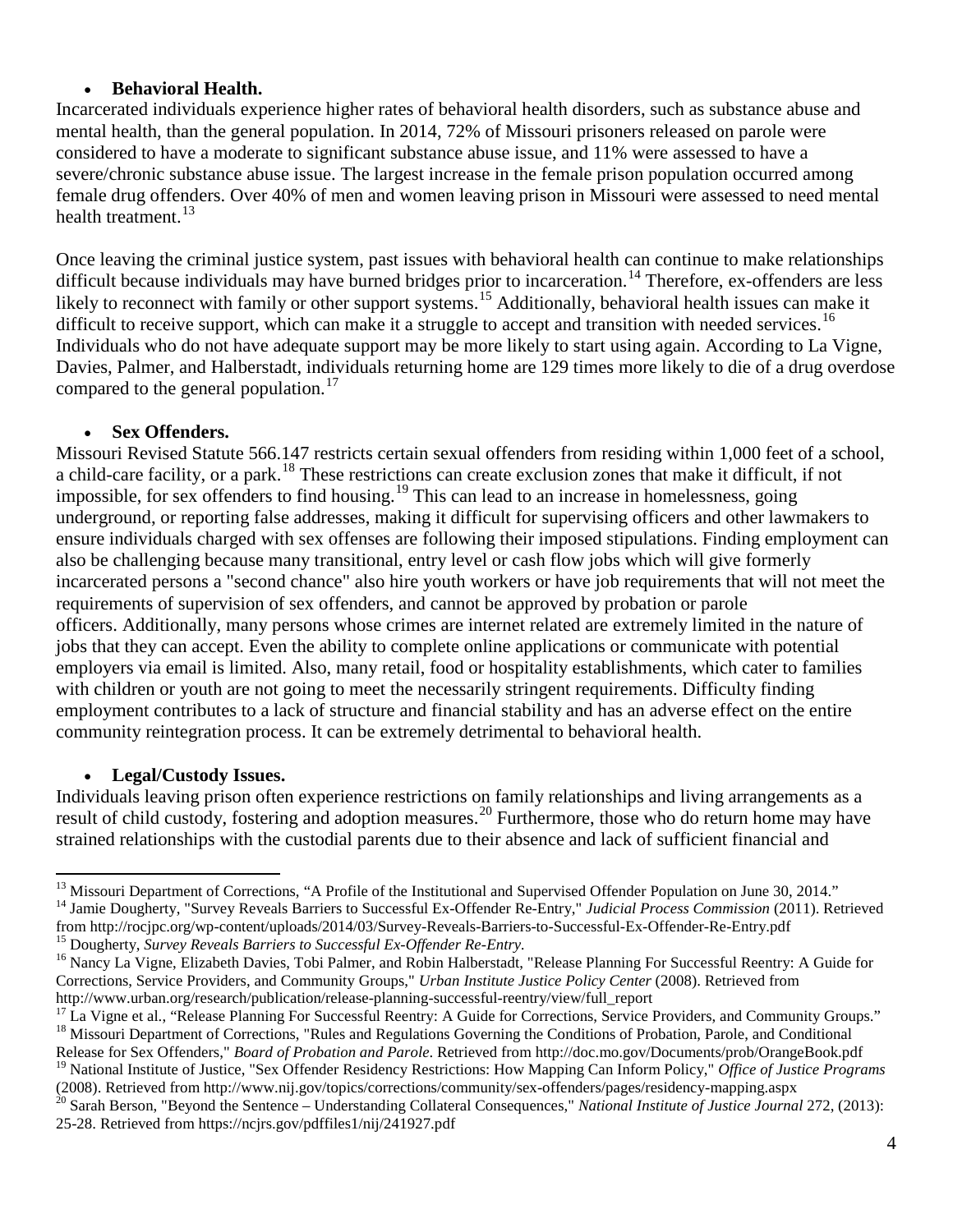- **Behavioral Health.**

Incarcerated individuals experience higher rates of behavioral health disorders, such as substance abuse and mental health, than the general population. In 2014, 72% of Missouri prisoners released on parole were considered to have a moderate to significant substance abuse issue, and 11% were assessed to have a severe/chronic substance abuse issue. The largest increase in the female prison population occurred among female drug offenders. Over 40% of men and women leaving prison in Missouri were assessed to need mental health treatment.[13]

Once leaving the criminal justice system, past issues with behavioral health can continue to make relationships difficult because individuals may have burned bridges prior to incarceration.[14] Therefore, ex-offenders are less likely to reconnect with family or other support systems.[15] Additionally, behavioral health issues can make it difficult to receive support, which can make it a struggle to accept and transition with needed services.[16] Individuals who do not have adequate support may be more likely to start using again. According to La Vigne, Davies, Palmer, and Halberstadt, individuals returning home are 129 times more likely to die of a drug overdose compared to the general population.[17]

- **Sex Offenders.**

Missouri Revised Statute 566.147 restricts certain sexual offenders from residing within 1,000 feet of a school, a child-care facility, or a park.[18] These restrictions can create exclusion zones that make it difficult, if not impossible, for sex offenders to find housing.[19] This can lead to an increase in homelessness, going underground, or reporting false addresses, making it difficult for supervising officers and other lawmakers to ensure individuals charged with sex offenses are following their imposed stipulations. Finding employment can also be challenging because many transitional, entry level or cash flow jobs which will give formerly incarcerated persons a "second chance" also hire youth workers or have job requirements that will not meet the requirements of supervision of sex offenders, and cannot be approved by probation or parole officers. Additionally, many persons whose crimes are internet related are extremely limited in the nature of jobs that they can accept. Even the ability to complete online applications or communicate with potential employers via email is limited. Also, many retail, food or hospitality establishments, which cater to families with children or youth are not going to meet the necessarily stringent requirements. Difficulty finding employment contributes to a lack of structure and financial stability and has an adverse effect on the entire community reintegration process. It can be extremely detrimental to behavioral health.

- **Legal/Custody Issues.**

Individuals leaving prison often experience restrictions on family relationships and living arrangements as a result of child custody, fostering and adoption measures.[20] Furthermore, those who do return home may have strained relationships with the custodial parents due to their absence and lack of sufficient financial and

---

[13] Missouri Department of Corrections, "A Profile of the Institutional and Supervised Offender Population on June 30, 2014."

[14] Jamie Dougherty, "Survey Reveals Barriers to Successful Ex-Offender Re-Entry," *Judicial Process Commission* (2011). Retrieved from http://rocjpc.org/wp-content/uploads/2014/03/Survey-Reveals-Barriers-to-Successful-Ex-Offender-Re-Entry.pdf

[15] Dougherty, *Survey Reveals Barriers to Successful Ex-Offender Re-Entry*.

[16] Nancy La Vigne, Elizabeth Davies, Tobi Palmer, and Robin Halberstadt, "Release Planning For Successful Reentry: A Guide for Corrections, Service Providers, and Community Groups," *Urban Institute Justice Policy Center* (2008). Retrieved from http://www.urban.org/research/publication/release-planning-successful-reentry/view/full_report

[17] La Vigne et al., "Release Planning For Successful Reentry: A Guide for Corrections, Service Providers, and Community Groups."

[18] Missouri Department of Corrections, "Rules and Regulations Governing the Conditions of Probation, Parole, and Conditional Release for Sex Offenders," *Board of Probation and Parole*. Retrieved from http://doc.mo.gov/Documents/prob/OrangeBook.pdf

[19] National Institute of Justice, "Sex Offender Residency Restrictions: How Mapping Can Inform Policy," *Office of Justice Programs* (2008). Retrieved from http://www.nij.gov/topics/corrections/community/sex-offenders/pages/residency-mapping.aspx

[20] Sarah Berson, "Beyond the Sentence – Understanding Collateral Consequences," *National Institute of Justice Journal* 272, (2013): 25-28. Retrieved from https://ncjrs.gov/pdffiles1/nij/241927.pdf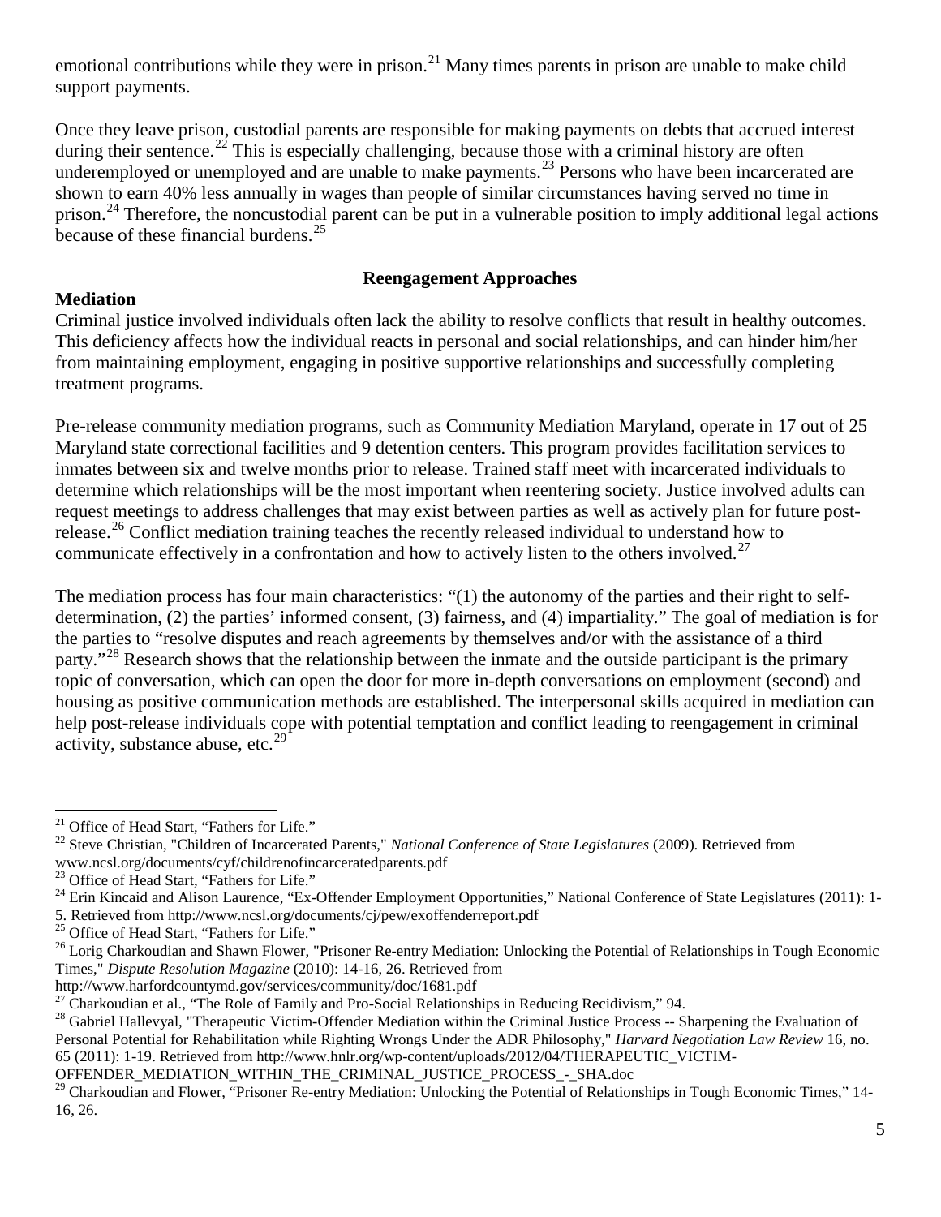emotional contributions while they were in prison.[21] Many times parents in prison are unable to make child support payments.

Once they leave prison, custodial parents are responsible for making payments on debts that accrued interest during their sentence.[22] This is especially challenging, because those with a criminal history are often underemployed or unemployed and are unable to make payments.[23] Persons who have been incarcerated are shown to earn 40% less annually in wages than people of similar circumstances having served no time in prison.[24] Therefore, the noncustodial parent can be put in a vulnerable position to imply additional legal actions because of these financial burdens.[25]

## Reengagement Approaches

### Mediation

Criminal justice involved individuals often lack the ability to resolve conflicts that result in healthy outcomes. This deficiency affects how the individual reacts in personal and social relationships, and can hinder him/her from maintaining employment, engaging in positive supportive relationships and successfully completing treatment programs.

Pre-release community mediation programs, such as Community Mediation Maryland, operate in 17 out of 25 Maryland state correctional facilities and 9 detention centers. This program provides facilitation services to inmates between six and twelve months prior to release. Trained staff meet with incarcerated individuals to determine which relationships will be the most important when reentering society. Justice involved adults can request meetings to address challenges that may exist between parties as well as actively plan for future post-release.[26] Conflict mediation training teaches the recently released individual to understand how to communicate effectively in a confrontation and how to actively listen to the others involved.[27]

The mediation process has four main characteristics: "(1) the autonomy of the parties and their right to self-determination, (2) the parties' informed consent, (3) fairness, and (4) impartiality." The goal of mediation is for the parties to "resolve disputes and reach agreements by themselves and/or with the assistance of a third party."[28] Research shows that the relationship between the inmate and the outside participant is the primary topic of conversation, which can open the door for more in-depth conversations on employment (second) and housing as positive communication methods are established. The interpersonal skills acquired in mediation can help post-release individuals cope with potential temptation and conflict leading to reengagement in criminal activity, substance abuse, etc.[29]

---

[21] Office of Head Start, "Fathers for Life."

[22] Steve Christian, "Children of Incarcerated Parents," *National Conference of State Legislatures* (2009). Retrieved from www.ncsl.org/documents/cyf/childrenofincarceratedparents.pdf

[23] Office of Head Start, "Fathers for Life."

[24] Erin Kincaid and Alison Laurence, "Ex-Offender Employment Opportunities," National Conference of State Legislatures (2011): 1-5. Retrieved from http://www.ncsl.org/documents/cj/pew/exoffenderreport.pdf

[25] Office of Head Start, "Fathers for Life."

[26] Lorig Charkoudian and Shawn Flower, "Prisoner Re-entry Mediation: Unlocking the Potential of Relationships in Tough Economic Times," *Dispute Resolution Magazine* (2010): 14-16, 26. Retrieved from http://www.harfordcountymd.gov/services/community/doc/1681.pdf

[27] Charkoudian et al., "The Role of Family and Pro-Social Relationships in Reducing Recidivism," 94.

[28] Gabriel Hallevyal, "Therapeutic Victim-Offender Mediation within the Criminal Justice Process -- Sharpening the Evaluation of Personal Potential for Rehabilitation while Righting Wrongs Under the ADR Philosophy," *Harvard Negotiation Law Review* 16, no. 65 (2011): 1-19. Retrieved from http://www.hnlr.org/wp-content/uploads/2012/04/THERAPEUTIC_VICTIM-OFFENDER_MEDIATION_WITHIN_THE_CRIMINAL_JUSTICE_PROCESS_-_SHA.doc

[29] Charkoudian and Flower, "Prisoner Re-entry Mediation: Unlocking the Potential of Relationships in Tough Economic Times," 14-16, 26.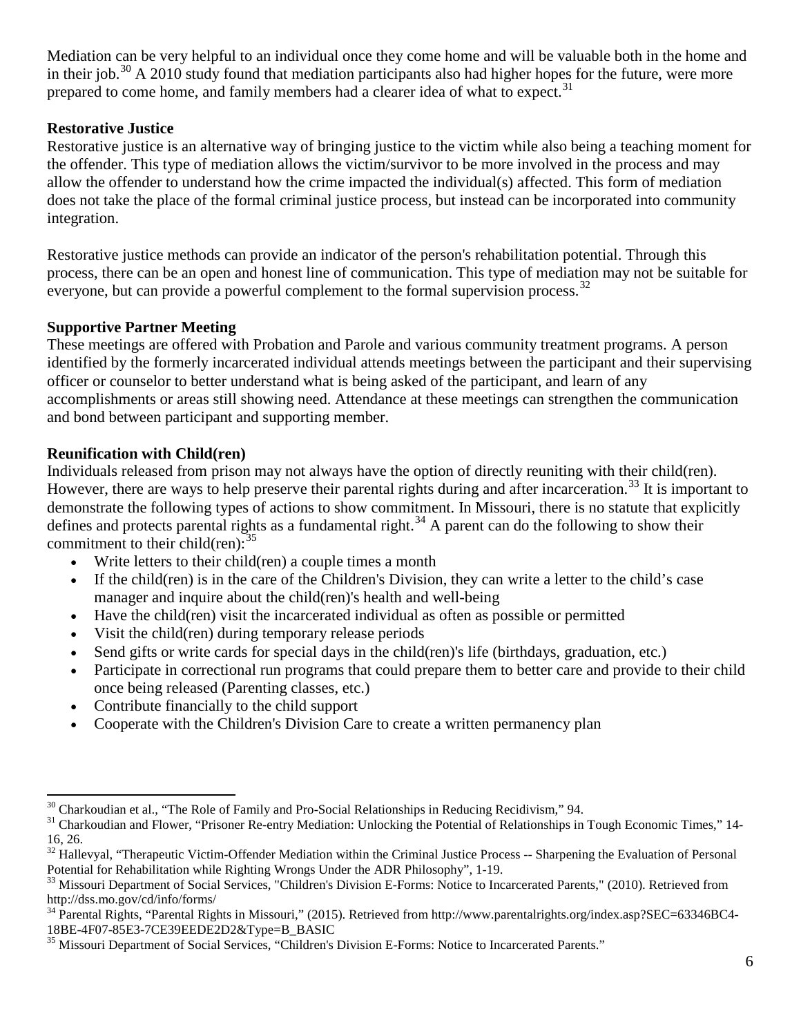Mediation can be very helpful to an individual once they come home and will be valuable both in the home and in their job.[30] A 2010 study found that mediation participants also had higher hopes for the future, were more prepared to come home, and family members had a clearer idea of what to expect.[31]

**Restorative Justice**

Restorative justice is an alternative way of bringing justice to the victim while also being a teaching moment for the offender. This type of mediation allows the victim/survivor to be more involved in the process and may allow the offender to understand how the crime impacted the individual(s) affected. This form of mediation does not take the place of the formal criminal justice process, but instead can be incorporated into community integration.

Restorative justice methods can provide an indicator of the person's rehabilitation potential. Through this process, there can be an open and honest line of communication. This type of mediation may not be suitable for everyone, but can provide a powerful complement to the formal supervision process.[32]

**Supportive Partner Meeting**

These meetings are offered with Probation and Parole and various community treatment programs. A person identified by the formerly incarcerated individual attends meetings between the participant and their supervising officer or counselor to better understand what is being asked of the participant, and learn of any accomplishments or areas still showing need. Attendance at these meetings can strengthen the communication and bond between participant and supporting member.

**Reunification with Child(ren)**

Individuals released from prison may not always have the option of directly reuniting with their child(ren). However, there are ways to help preserve their parental rights during and after incarceration.[33] It is important to demonstrate the following types of actions to show commitment. In Missouri, there is no statute that explicitly defines and protects parental rights as a fundamental right.[34] A parent can do the following to show their commitment to their child(ren):[35]

- Write letters to their child(ren) a couple times a month
- If the child(ren) is in the care of the Children's Division, they can write a letter to the child's case manager and inquire about the child(ren)'s health and well-being
- Have the child(ren) visit the incarcerated individual as often as possible or permitted
- Visit the child(ren) during temporary release periods
- Send gifts or write cards for special days in the child(ren)'s life (birthdays, graduation, etc.)
- Participate in correctional run programs that could prepare them to better care and provide to their child once being released (Parenting classes, etc.)
- Contribute financially to the child support
- Cooperate with the Children's Division Care to create a written permanency plan

---

[30] Charkoudian et al., "The Role of Family and Pro-Social Relationships in Reducing Recidivism," 94.

[31] Charkoudian and Flower, "Prisoner Re-entry Mediation: Unlocking the Potential of Relationships in Tough Economic Times," 14-16, 26.

[32] Hallevyal, "Therapeutic Victim-Offender Mediation within the Criminal Justice Process -- Sharpening the Evaluation of Personal Potential for Rehabilitation while Righting Wrongs Under the ADR Philosophy", 1-19.

[33] Missouri Department of Social Services, "Children's Division E-Forms: Notice to Incarcerated Parents," (2010). Retrieved from http://dss.mo.gov/cd/info/forms/

[34] Parental Rights, "Parental Rights in Missouri," (2015). Retrieved from http://www.parentalrights.org/index.asp?SEC=63346BC4-18BE-4F07-85E3-7CE39EEDE2D2&Type=B_BASIC

[35] Missouri Department of Social Services, "Children's Division E-Forms: Notice to Incarcerated Parents."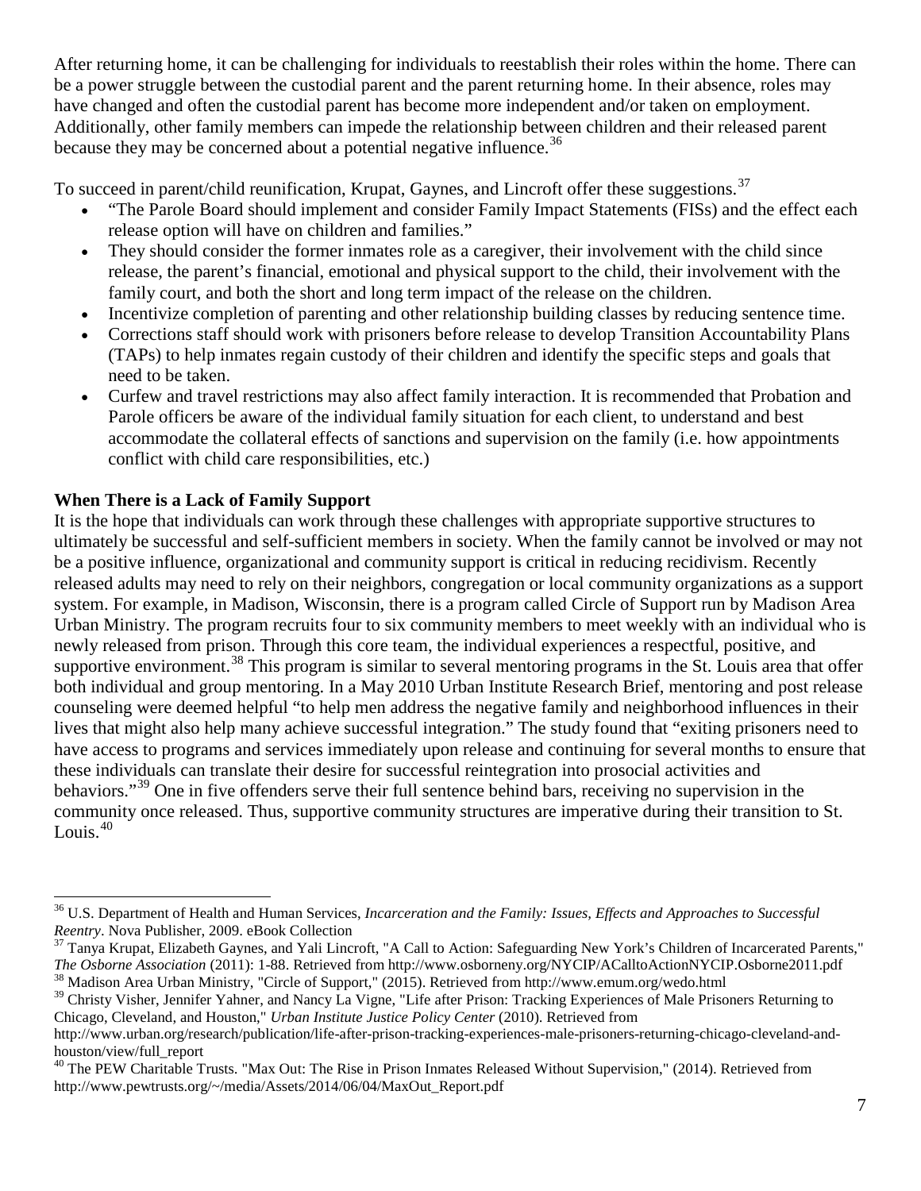After returning home, it can be challenging for individuals to reestablish their roles within the home. There can be a power struggle between the custodial parent and the parent returning home. In their absence, roles may have changed and often the custodial parent has become more independent and/or taken on employment. Additionally, other family members can impede the relationship between children and their released parent because they may be concerned about a potential negative influence.[36]

To succeed in parent/child reunification, Krupat, Gaynes, and Lincroft offer these suggestions.[37]

- "The Parole Board should implement and consider Family Impact Statements (FISs) and the effect each release option will have on children and families."
- They should consider the former inmates role as a caregiver, their involvement with the child since release, the parent's financial, emotional and physical support to the child, their involvement with the family court, and both the short and long term impact of the release on the children.
- Incentivize completion of parenting and other relationship building classes by reducing sentence time.
- Corrections staff should work with prisoners before release to develop Transition Accountability Plans (TAPs) to help inmates regain custody of their children and identify the specific steps and goals that need to be taken.
- Curfew and travel restrictions may also affect family interaction. It is recommended that Probation and Parole officers be aware of the individual family situation for each client, to understand and best accommodate the collateral effects of sanctions and supervision on the family (i.e. how appointments conflict with child care responsibilities, etc.)

**When There is a Lack of Family Support**

It is the hope that individuals can work through these challenges with appropriate supportive structures to ultimately be successful and self-sufficient members in society. When the family cannot be involved or may not be a positive influence, organizational and community support is critical in reducing recidivism. Recently released adults may need to rely on their neighbors, congregation or local community organizations as a support system. For example, in Madison, Wisconsin, there is a program called Circle of Support run by Madison Area Urban Ministry. The program recruits four to six community members to meet weekly with an individual who is newly released from prison. Through this core team, the individual experiences a respectful, positive, and supportive environment.[38] This program is similar to several mentoring programs in the St. Louis area that offer both individual and group mentoring. In a May 2010 Urban Institute Research Brief, mentoring and post release counseling were deemed helpful "to help men address the negative family and neighborhood influences in their lives that might also help many achieve successful integration." The study found that "exiting prisoners need to have access to programs and services immediately upon release and continuing for several months to ensure that these individuals can translate their desire for successful reintegration into prosocial activities and behaviors."[39] One in five offenders serve their full sentence behind bars, receiving no supervision in the community once released. Thus, supportive community structures are imperative during their transition to St. Louis.[40]

---

[36] U.S. Department of Health and Human Services, *Incarceration and the Family: Issues, Effects and Approaches to Successful Reentry*. Nova Publisher, 2009. eBook Collection

[37] Tanya Krupat, Elizabeth Gaynes, and Yali Lincroft, "A Call to Action: Safeguarding New York's Children of Incarcerated Parents," *The Osborne Association* (2011): 1-88. Retrieved from http://www.osborneny.org/NYCIP/ACalltoActionNYCIP.Osborne2011.pdf

[38] Madison Area Urban Ministry, "Circle of Support," (2015). Retrieved from http://www.emum.org/wedo.html

[39] Christy Visher, Jennifer Yahner, and Nancy La Vigne, "Life after Prison: Tracking Experiences of Male Prisoners Returning to Chicago, Cleveland, and Houston," *Urban Institute Justice Policy Center* (2010). Retrieved from http://www.urban.org/research/publication/life-after-prison-tracking-experiences-male-prisoners-returning-chicago-cleveland-and-houston/view/full_report

[40] The PEW Charitable Trusts. "Max Out: The Rise in Prison Inmates Released Without Supervision," (2014). Retrieved from http://www.pewtrusts.org/~/media/Assets/2014/06/04/MaxOut_Report.pdf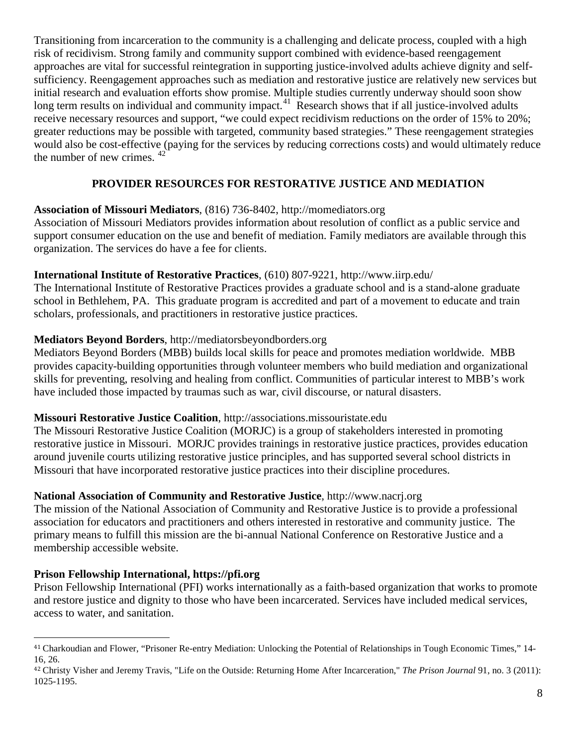Transitioning from incarceration to the community is a challenging and delicate process, coupled with a high risk of recidivism. Strong family and community support combined with evidence-based reengagement approaches are vital for successful reintegration in supporting justice-involved adults achieve dignity and self-sufficiency. Reengagement approaches such as mediation and restorative justice are relatively new services but initial research and evaluation efforts show promise. Multiple studies currently underway should soon show long term results on individual and community impact.[41] Research shows that if all justice-involved adults receive necessary resources and support, "we could expect recidivism reductions on the order of 15% to 20%; greater reductions may be possible with targeted, community based strategies." These reengagement strategies would also be cost-effective (paying for the services by reducing corrections costs) and would ultimately reduce the number of new crimes.[42]

## PROVIDER RESOURCES FOR RESTORATIVE JUSTICE AND MEDIATION

**Association of Missouri Mediators**, (816) 736-8402, http://momediators.org
Association of Missouri Mediators provides information about resolution of conflict as a public service and support consumer education on the use and benefit of mediation. Family mediators are available through this organization. The services do have a fee for clients.

**International Institute of Restorative Practices**, (610) 807-9221, http://www.iirp.edu/
The International Institute of Restorative Practices provides a graduate school and is a stand-alone graduate school in Bethlehem, PA. This graduate program is accredited and part of a movement to educate and train scholars, professionals, and practitioners in restorative justice practices.

**Mediators Beyond Borders**, http://mediatorsbeyondborders.org
Mediators Beyond Borders (MBB) builds local skills for peace and promotes mediation worldwide. MBB provides capacity-building opportunities through volunteer members who build mediation and organizational skills for preventing, resolving and healing from conflict. Communities of particular interest to MBB's work have included those impacted by traumas such as war, civil discourse, or natural disasters.

**Missouri Restorative Justice Coalition**, http://associations.missouristate.edu
The Missouri Restorative Justice Coalition (MORJC) is a group of stakeholders interested in promoting restorative justice in Missouri. MORJC provides trainings in restorative justice practices, provides education around juvenile courts utilizing restorative justice principles, and has supported several school districts in Missouri that have incorporated restorative justice practices into their discipline procedures.

**National Association of Community and Restorative Justice**, http://www.nacrj.org
The mission of the National Association of Community and Restorative Justice is to provide a professional association for educators and practitioners and others interested in restorative and community justice. The primary means to fulfill this mission are the bi-annual National Conference on Restorative Justice and a membership accessible website.

**Prison Fellowship International, https://pfi.org**
Prison Fellowship International (PFI) works internationally as a faith-based organization that works to promote and restore justice and dignity to those who have been incarcerated. Services have included medical services, access to water, and sanitation.

---

[41] Charkoudian and Flower, "Prisoner Re-entry Mediation: Unlocking the Potential of Relationships in Tough Economic Times," 14-16, 26.

[42] Christy Visher and Jeremy Travis, "Life on the Outside: Returning Home After Incarceration," *The Prison Journal* 91, no. 3 (2011): 1025-1195.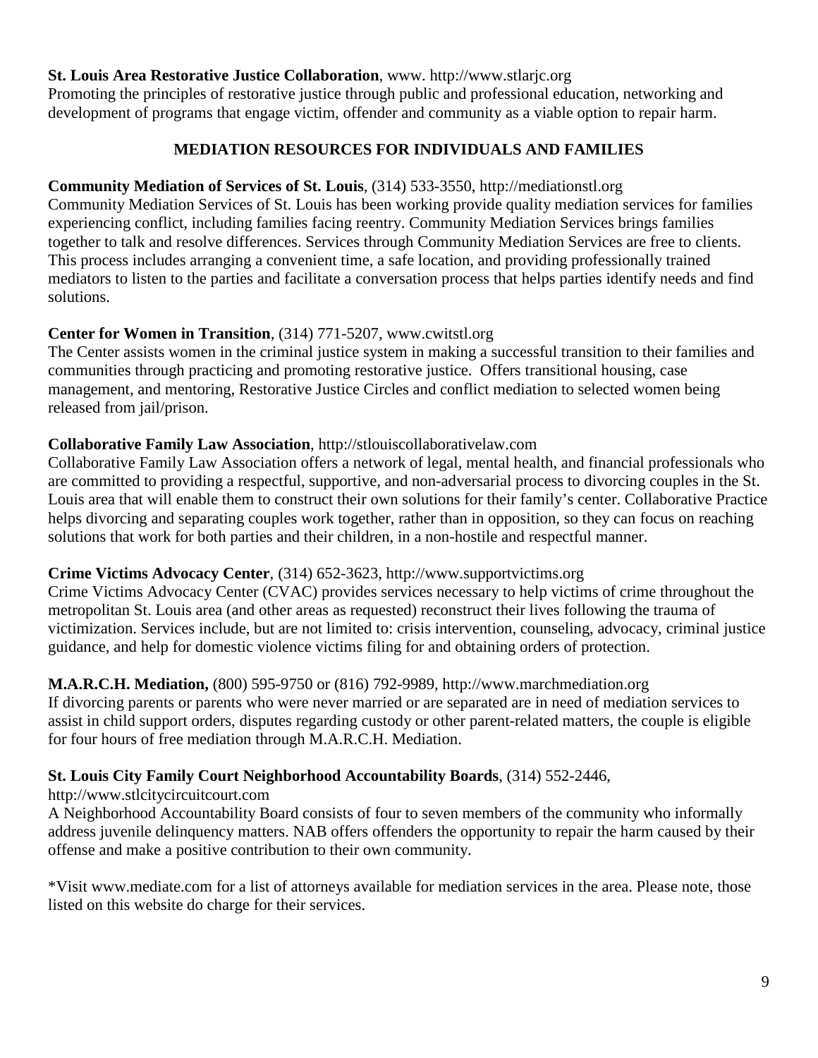**St. Louis Area Restorative Justice Collaboration**, www. http://www.stlarjc.org
Promoting the principles of restorative justice through public and professional education, networking and development of programs that engage victim, offender and community as a viable option to repair harm.

## MEDIATION RESOURCES FOR INDIVIDUALS AND FAMILIES

**Community Mediation of Services of St. Louis**, (314) 533-3550, http://mediationstl.org
Community Mediation Services of St. Louis has been working provide quality mediation services for families experiencing conflict, including families facing reentry. Community Mediation Services brings families together to talk and resolve differences. Services through Community Mediation Services are free to clients. This process includes arranging a convenient time, a safe location, and providing professionally trained mediators to listen to the parties and facilitate a conversation process that helps parties identify needs and find solutions.

**Center for Women in Transition**, (314) 771-5207, www.cwitstl.org
The Center assists women in the criminal justice system in making a successful transition to their families and communities through practicing and promoting restorative justice. Offers transitional housing, case management, and mentoring, Restorative Justice Circles and conflict mediation to selected women being released from jail/prison.

**Collaborative Family Law Association**, http://stlouiscollaborativelaw.com
Collaborative Family Law Association offers a network of legal, mental health, and financial professionals who are committed to providing a respectful, supportive, and non-adversarial process to divorcing couples in the St. Louis area that will enable them to construct their own solutions for their family's center. Collaborative Practice helps divorcing and separating couples work together, rather than in opposition, so they can focus on reaching solutions that work for both parties and their children, in a non-hostile and respectful manner.

**Crime Victims Advocacy Center**, (314) 652-3623, http://www.supportvictims.org
Crime Victims Advocacy Center (CVAC) provides services necessary to help victims of crime throughout the metropolitan St. Louis area (and other areas as requested) reconstruct their lives following the trauma of victimization. Services include, but are not limited to: crisis intervention, counseling, advocacy, criminal justice guidance, and help for domestic violence victims filing for and obtaining orders of protection.

**M.A.R.C.H. Mediation,** (800) 595-9750 or (816) 792-9989, http://www.marchmediation.org
If divorcing parents or parents who were never married or are separated are in need of mediation services to assist in child support orders, disputes regarding custody or other parent-related matters, the couple is eligible for four hours of free mediation through M.A.R.C.H. Mediation.

**St. Louis City Family Court Neighborhood Accountability Boards**, (314) 552-2446, http://www.stlcitycircuitcourt.com
A Neighborhood Accountability Board consists of four to seven members of the community who informally address juvenile delinquency matters. NAB offers offenders the opportunity to repair the harm caused by their offense and make a positive contribution to their own community.

*Visit www.mediate.com for a list of attorneys available for mediation services in the area. Please note, those listed on this website do charge for their services.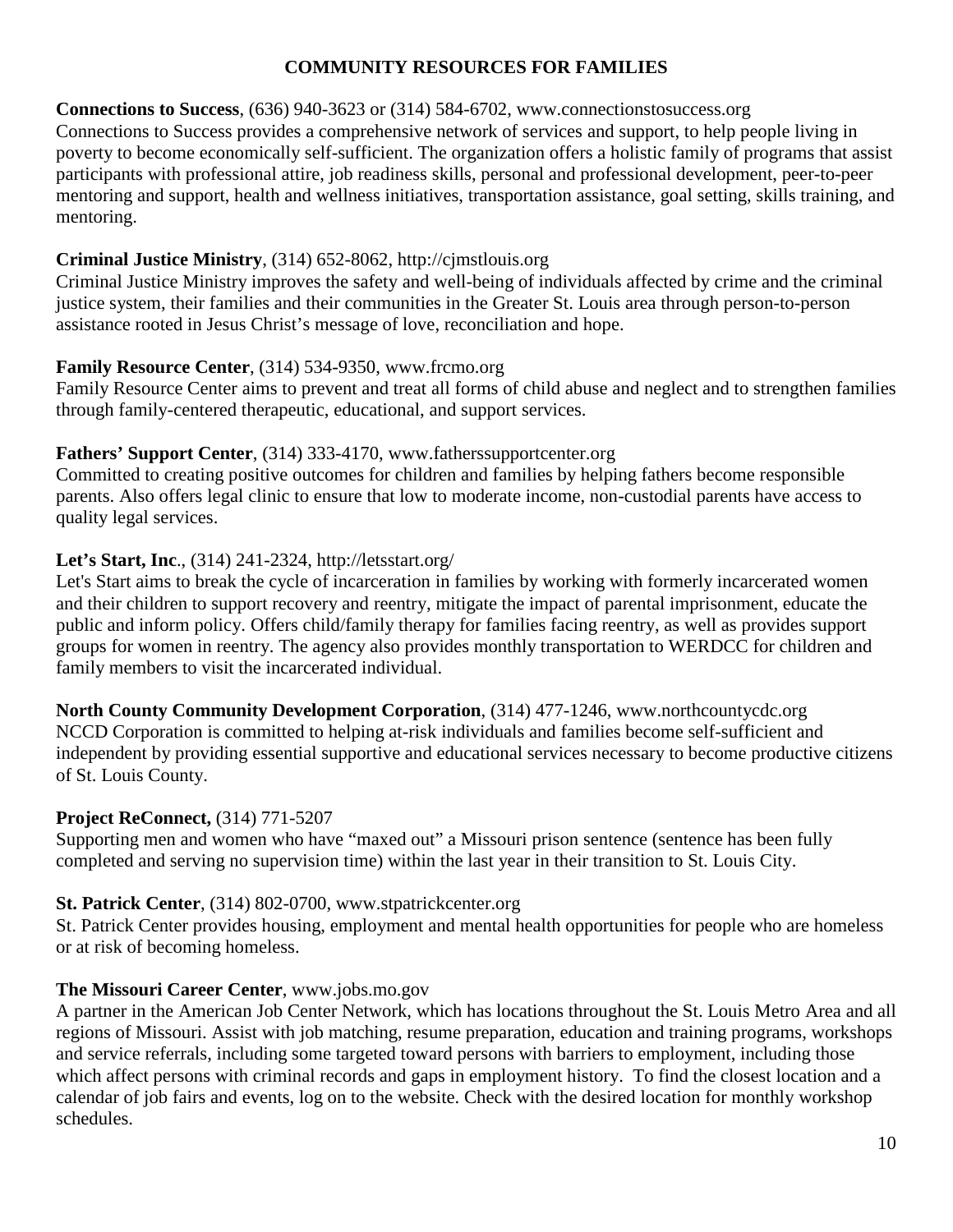# COMMUNITY RESOURCES FOR FAMILIES

**Connections to Success**, (636) 940-3623 or (314) 584-6702, www.connectionstosuccess.org
Connections to Success provides a comprehensive network of services and support, to help people living in poverty to become economically self-sufficient. The organization offers a holistic family of programs that assist participants with professional attire, job readiness skills, personal and professional development, peer-to-peer mentoring and support, health and wellness initiatives, transportation assistance, goal setting, skills training, and mentoring.

**Criminal Justice Ministry**, (314) 652-8062, http://cjmstlouis.org
Criminal Justice Ministry improves the safety and well-being of individuals affected by crime and the criminal justice system, their families and their communities in the Greater St. Louis area through person-to-person assistance rooted in Jesus Christ's message of love, reconciliation and hope.

**Family Resource Center**, (314) 534-9350, www.frcmo.org
Family Resource Center aims to prevent and treat all forms of child abuse and neglect and to strengthen families through family-centered therapeutic, educational, and support services.

**Fathers' Support Center**, (314) 333-4170, www.fatherssupportcenter.org
Committed to creating positive outcomes for children and families by helping fathers become responsible parents. Also offers legal clinic to ensure that low to moderate income, non-custodial parents have access to quality legal services.

**Let's Start, Inc**., (314) 241-2324, http://letsstart.org/
Let's Start aims to break the cycle of incarceration in families by working with formerly incarcerated women and their children to support recovery and reentry, mitigate the impact of parental imprisonment, educate the public and inform policy. Offers child/family therapy for families facing reentry, as well as provides support groups for women in reentry. The agency also provides monthly transportation to WERDCC for children and family members to visit the incarcerated individual.

**North County Community Development Corporation**, (314) 477-1246, www.northcountycdc.org
NCCD Corporation is committed to helping at-risk individuals and families become self-sufficient and independent by providing essential supportive and educational services necessary to become productive citizens of St. Louis County.

**Project ReConnect,** (314) 771-5207
Supporting men and women who have "maxed out" a Missouri prison sentence (sentence has been fully completed and serving no supervision time) within the last year in their transition to St. Louis City.

**St. Patrick Center**, (314) 802-0700, www.stpatrickcenter.org
St. Patrick Center provides housing, employment and mental health opportunities for people who are homeless or at risk of becoming homeless.

**The Missouri Career Center**, www.jobs.mo.gov
A partner in the American Job Center Network, which has locations throughout the St. Louis Metro Area and all regions of Missouri. Assist with job matching, resume preparation, education and training programs, workshops and service referrals, including some targeted toward persons with barriers to employment, including those which affect persons with criminal records and gaps in employment history. To find the closest location and a calendar of job fairs and events, log on to the website. Check with the desired location for monthly workshop schedules.